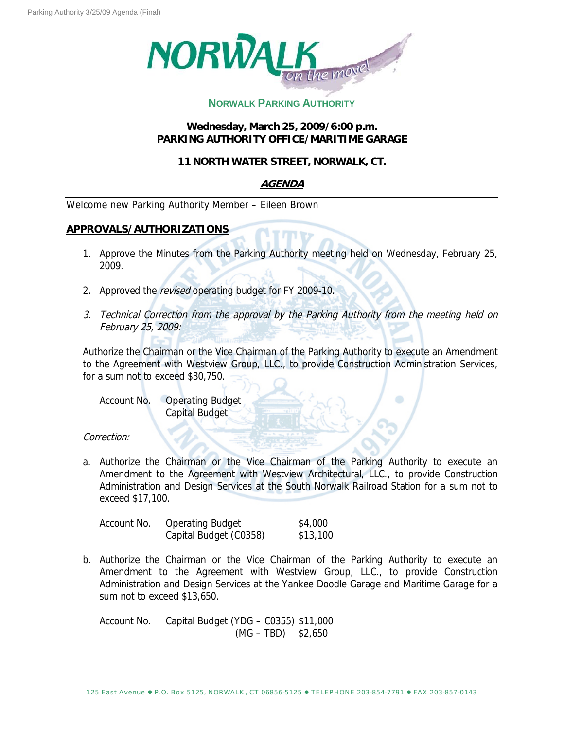NORWALK *on the move!*

**NORWALK PARKING AUTHORITY**

**Wednesday, March 25, 2009/6:00 p.m.**
**PARKING AUTHORITY OFFICE/MARITIME GARAGE**

**11 NORTH WATER STREET, NORWALK, CT.**

***AGENDA***

Welcome new Parking Authority Member – Eileen Brown

**APPROVALS/AUTHORIZATIONS**

1. Approve the Minutes from the Parking Authority meeting held on Wednesday, February 25, 2009.

2. Approved the *revised* operating budget for FY 2009-10.

3. *Technical Correction from the approval by the Parking Authority from the meeting held on February 25, 2009:*

Authorize the Chairman or the Vice Chairman of the Parking Authority to execute an Amendment to the Agreement with Westview Group, LLC., to provide Construction Administration Services, for a sum not to exceed $30,750.

| Account No. | Operating Budget |
|---|---|
| | Capital Budget |

*Correction:*

a. Authorize the Chairman or the Vice Chairman of the Parking Authority to execute an Amendment to the Agreement with Westview Architectural, LLC., to provide Construction Administration and Design Services at the South Norwalk Railroad Station for a sum not to exceed $17,100.

| Account No. | Operating Budget | $4,000 |
|---|---|---|
| | Capital Budget (C0358) | $13,100 |

b. Authorize the Chairman or the Vice Chairman of the Parking Authority to execute an Amendment to the Agreement with Westview Group, LLC., to provide Construction Administration and Design Services at the Yankee Doodle Garage and Maritime Garage for a sum not to exceed $13,650.

| Account No. | Capital Budget (YDG – C0355) | $11,000 |
|---|---|---|
| | (MG – TBD) | $2,650 |

125 East Avenue ● P.O. Box 5125, NORWALK, CT 06856-5125 ● TELEPHONE 203-854-7791 ● FAX 203-857-0143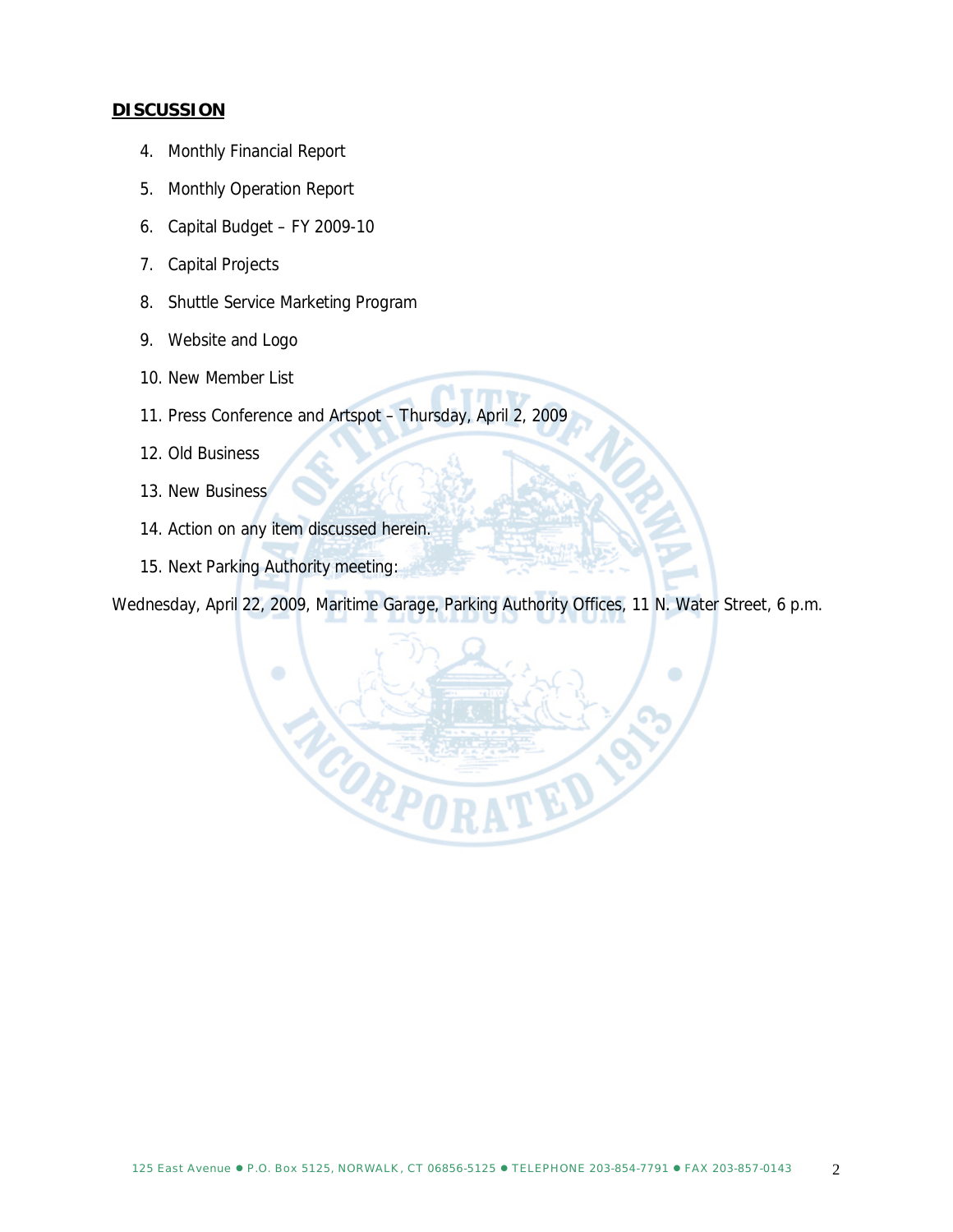**DISCUSSION**

4. Monthly Financial Report
5. Monthly Operation Report
6. Capital Budget – FY 2009-10
7. Capital Projects
8. Shuttle Service Marketing Program
9. Website and Logo
10. New Member List
11. Press Conference and Artspot – Thursday, April 2, 2009
12. Old Business
13. New Business
14. Action on any item discussed herein.
15. Next Parking Authority meeting:

Wednesday, April 22, 2009, Maritime Garage, Parking Authority Offices, 11 N. Water Street, 6 p.m.